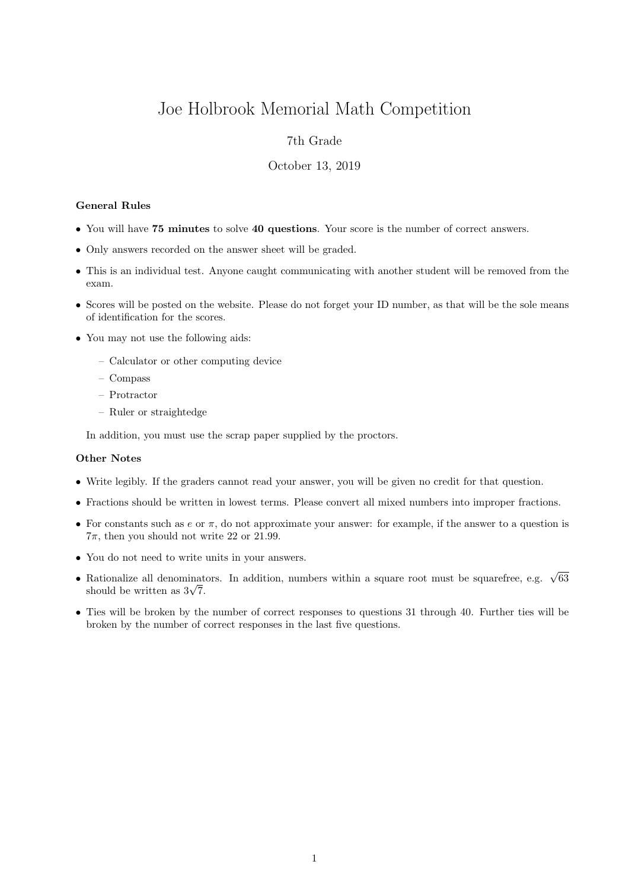# Joe Holbrook Memorial Math Competition

7th Grade

October 13, 2019

**General Rules**

- You will have **75 minutes** to solve **40 questions**. Your score is the number of correct answers.
- Only answers recorded on the answer sheet will be graded.
- This is an individual test. Anyone caught communicating with another student will be removed from the exam.
- Scores will be posted on the website. Please do not forget your ID number, as that will be the sole means of identification for the scores.
- You may not use the following aids:
  - Calculator or other computing device
  - Compass
  - Protractor
  - Ruler or straightedge

  In addition, you must use the scrap paper supplied by the proctors.

**Other Notes**

- Write legibly. If the graders cannot read your answer, you will be given no credit for that question.
- Fractions should be written in lowest terms. Please convert all mixed numbers into improper fractions.
- For constants such as $e$ or $\pi$, do not approximate your answer: for example, if the answer to a question is $7\pi$, then you should not write 22 or 21.99.
- You do not need to write units in your answers.
- Rationalize all denominators. In addition, numbers within a square root must be squarefree, e.g. $\sqrt{63}$ should be written as $3\sqrt{7}$.
- Ties will be broken by the number of correct responses to questions 31 through 40. Further ties will be broken by the number of correct responses in the last five questions.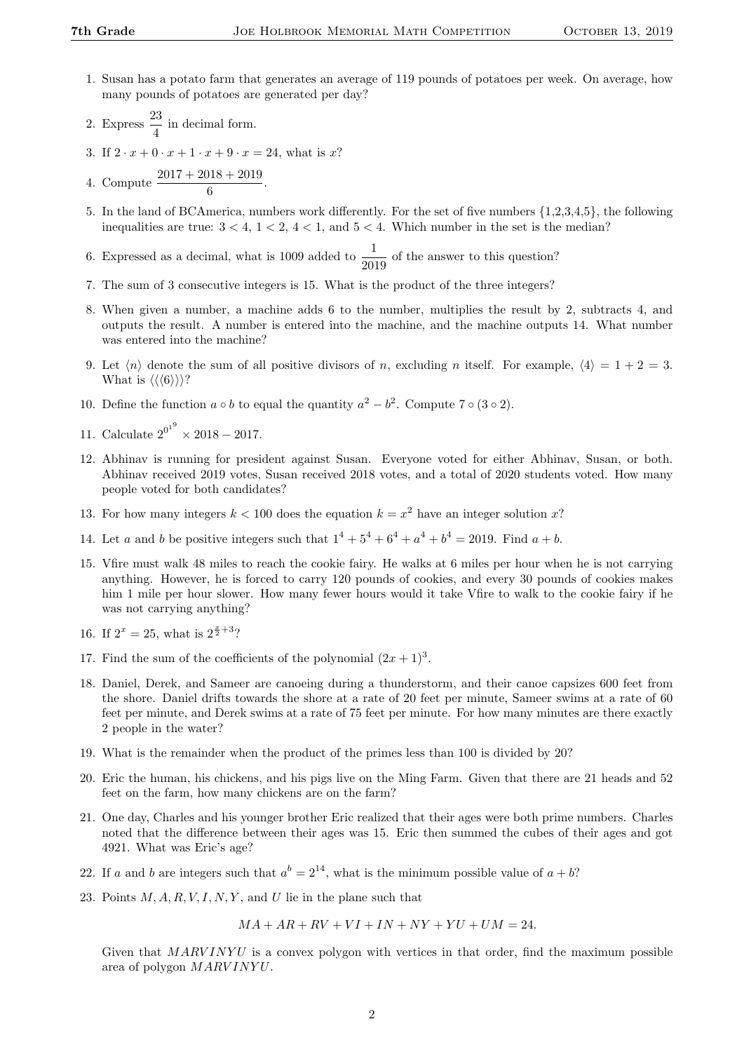1. Susan has a potato farm that generates an average of 119 pounds of potatoes per week. On average, how many pounds of potatoes are generated per day?

2. Express $\frac{23}{4}$ in decimal form.

3. If $2 \cdot x + 0 \cdot x + 1 \cdot x + 9 \cdot x = 24$, what is $x$?

4. Compute $\frac{2017 + 2018 + 2019}{6}$.

5. In the land of BCAmerica, numbers work differently. For the set of five numbers {1,2,3,4,5}, the following inequalities are true: $3 < 4$, $1 < 2$, $4 < 1$, and $5 < 4$. Which number in the set is the median?

6. Expressed as a decimal, what is 1009 added to $\frac{1}{2019}$ of the answer to this question?

7. The sum of 3 consecutive integers is 15. What is the product of the three integers?

8. When given a number, a machine adds 6 to the number, multiplies the result by 2, subtracts 4, and outputs the result. A number is entered into the machine, and the machine outputs 14. What number was entered into the machine?

9. Let $\langle n \rangle$ denote the sum of all positive divisors of $n$, excluding $n$ itself. For example, $\langle 4 \rangle = 1 + 2 = 3$. What is $\langle\langle\langle 6 \rangle\rangle\rangle$?

10. Define the function $a \circ b$ to equal the quantity $a^2 - b^2$. Compute $7 \circ (3 \circ 2)$.

11. Calculate $2^{0^{1^9}} \times 2018 - 2017$.

12. Abhinav is running for president against Susan. Everyone voted for either Abhinav, Susan, or both. Abhinav received 2019 votes, Susan received 2018 votes, and a total of 2020 students voted. How many people voted for both candidates?

13. For how many integers $k < 100$ does the equation $k = x^2$ have an integer solution $x$?

14. Let $a$ and $b$ be positive integers such that $1^4 + 5^4 + 6^4 + a^4 + b^4 = 2019$. Find $a + b$.

15. Vfire must walk 48 miles to reach the cookie fairy. He walks at 6 miles per hour when he is not carrying anything. However, he is forced to carry 120 pounds of cookies, and every 30 pounds of cookies makes him 1 mile per hour slower. How many fewer hours would it take Vfire to walk to the cookie fairy if he was not carrying anything?

16. If $2^x = 25$, what is $2^{\frac{x}{2}+3}$?

17. Find the sum of the coefficients of the polynomial $(2x + 1)^3$.

18. Daniel, Derek, and Sameer are canoeing during a thunderstorm, and their canoe capsizes 600 feet from the shore. Daniel drifts towards the shore at a rate of 20 feet per minute, Sameer swims at a rate of 60 feet per minute, and Derek swims at a rate of 75 feet per minute. For how many minutes are there exactly 2 people in the water?

19. What is the remainder when the product of the primes less than 100 is divided by 20?

20. Eric the human, his chickens, and his pigs live on the Ming Farm. Given that there are 21 heads and 52 feet on the farm, how many chickens are on the farm?

21. One day, Charles and his younger brother Eric realized that their ages were both prime numbers. Charles noted that the difference between their ages was 15. Eric then summed the cubes of their ages and got 4921. What was Eric's age?

22. If $a$ and $b$ are integers such that $a^b = 2^{14}$, what is the minimum possible value of $a + b$?

23. Points $M, A, R, V, I, N, Y$, and $U$ lie in the plane such that

$$MA + AR + RV + VI + IN + NY + YU + UM = 24.$$

Given that $MARVINYU$ is a convex polygon with vertices in that order, find the maximum possible area of polygon $MARVINYU$.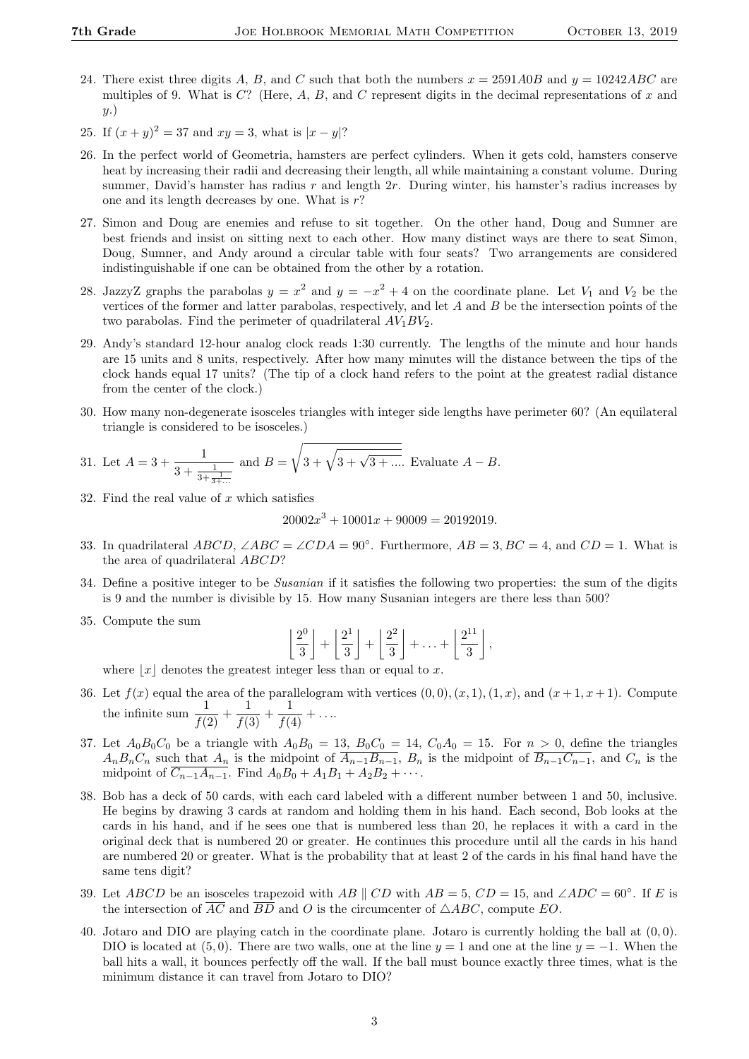24. There exist three digits $A$, $B$, and $C$ such that both the numbers $x = 2591A0B$ and $y = 10242ABC$ are multiples of 9. What is $C$? (Here, $A$, $B$, and $C$ represent digits in the decimal representations of $x$ and $y$.)

25. If $(x+y)^2 = 37$ and $xy = 3$, what is $|x - y|$?

26. In the perfect world of Geometria, hamsters are perfect cylinders. When it gets cold, hamsters conserve heat by increasing their radii and decreasing their length, all while maintaining a constant volume. During summer, David's hamster has radius $r$ and length $2r$. During winter, his hamster's radius increases by one and its length decreases by one. What is $r$?

27. Simon and Doug are enemies and refuse to sit together. On the other hand, Doug and Sumner are best friends and insist on sitting next to each other. How many distinct ways are there to seat Simon, Doug, Sumner, and Andy around a circular table with four seats? Two arrangements are considered indistinguishable if one can be obtained from the other by a rotation.

28. JazzyZ graphs the parabolas $y = x^2$ and $y = -x^2 + 4$ on the coordinate plane. Let $V_1$ and $V_2$ be the vertices of the former and latter parabolas, respectively, and let $A$ and $B$ be the intersection points of the two parabolas. Find the perimeter of quadrilateral $AV_1BV_2$.

29. Andy's standard 12-hour analog clock reads 1:30 currently. The lengths of the minute and hour hands are 15 units and 8 units, respectively. After how many minutes will the distance between the tips of the clock hands equal 17 units? (The tip of a clock hand refers to the point at the greatest radial distance from the center of the clock.)

30. How many non-degenerate isosceles triangles with integer side lengths have perimeter 60? (An equilateral triangle is considered to be isosceles.)

31. Let $A = 3 + \cfrac{1}{3 + \cfrac{1}{3 + \cfrac{1}{3 + \dots}}}$ and $B = \sqrt{3 + \sqrt{3 + \sqrt{3 + \dots}}}$. Evaluate $A - B$.

32. Find the real value of $x$ which satisfies
$$20002x^3 + 10001x + 90009 = 20192019.$$

33. In quadrilateral $ABCD$, $\angle ABC = \angle CDA = 90^\circ$. Furthermore, $AB = 3, BC = 4$, and $CD = 1$. What is the area of quadrilateral $ABCD$?

34. Define a positive integer to be *Susanian* if it satisfies the following two properties: the sum of the digits is 9 and the number is divisible by 15. How many Susanian integers are there less than 500?

35. Compute the sum
$$\left\lfloor \frac{2^0}{3} \right\rfloor + \left\lfloor \frac{2^1}{3} \right\rfloor + \left\lfloor \frac{2^2}{3} \right\rfloor + \dots + \left\lfloor \frac{2^{11}}{3} \right\rfloor,$$
where $\lfloor x \rfloor$ denotes the greatest integer less than or equal to $x$.

36. Let $f(x)$ equal the area of the parallelogram with vertices $(0,0), (x,1), (1,x)$, and $(x+1, x+1)$. Compute the infinite sum $\dfrac{1}{f(2)} + \dfrac{1}{f(3)} + \dfrac{1}{f(4)} + \dots$.

37. Let $A_0B_0C_0$ be a triangle with $A_0B_0 = 13$, $B_0C_0 = 14$, $C_0A_0 = 15$. For $n > 0$, define the triangles $A_nB_nC_n$ such that $A_n$ is the midpoint of $\overline{A_{n-1}B_{n-1}}$, $B_n$ is the midpoint of $\overline{B_{n-1}C_{n-1}}$, and $C_n$ is the midpoint of $\overline{C_{n-1}A_{n-1}}$. Find $A_0B_0 + A_1B_1 + A_2B_2 + \cdots$.

38. Bob has a deck of 50 cards, with each card labeled with a different number between 1 and 50, inclusive. He begins by drawing 3 cards at random and holding them in his hand. Each second, Bob looks at the cards in his hand, and if he sees one that is numbered less than 20, he replaces it with a card in the original deck that is numbered 20 or greater. He continues this procedure until all the cards in his hand are numbered 20 or greater. What is the probability that at least 2 of the cards in his final hand have the same tens digit?

39. Let $ABCD$ be an isosceles trapezoid with $AB \parallel CD$ with $AB = 5$, $CD = 15$, and $\angle ADC = 60^\circ$. If $E$ is the intersection of $\overline{AC}$ and $\overline{BD}$ and $O$ is the circumcenter of $\triangle ABC$, compute $EO$.

40. Jotaro and DIO are playing catch in the coordinate plane. Jotaro is currently holding the ball at $(0,0)$. DIO is located at $(5,0)$. There are two walls, one at the line $y = 1$ and one at the line $y = -1$. When the ball hits a wall, it bounces perfectly off the wall. If the ball must bounce exactly three times, what is the minimum distance it can travel from Jotaro to DIO?